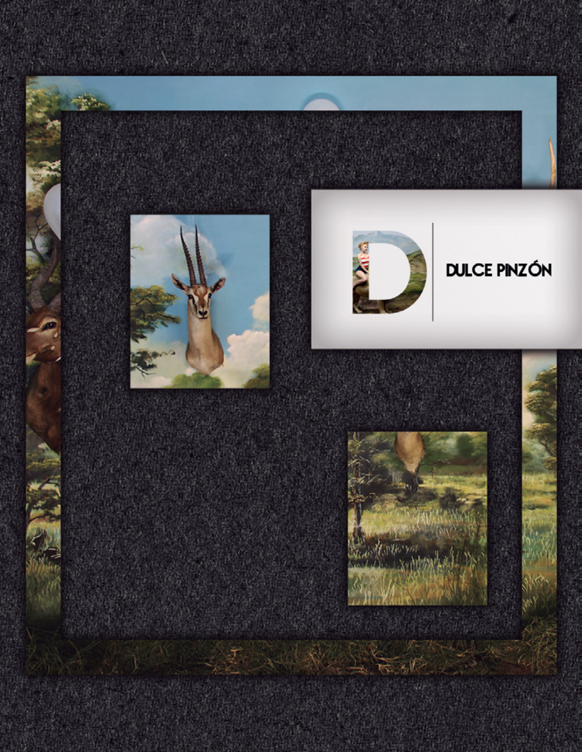# DULCE PINZÓN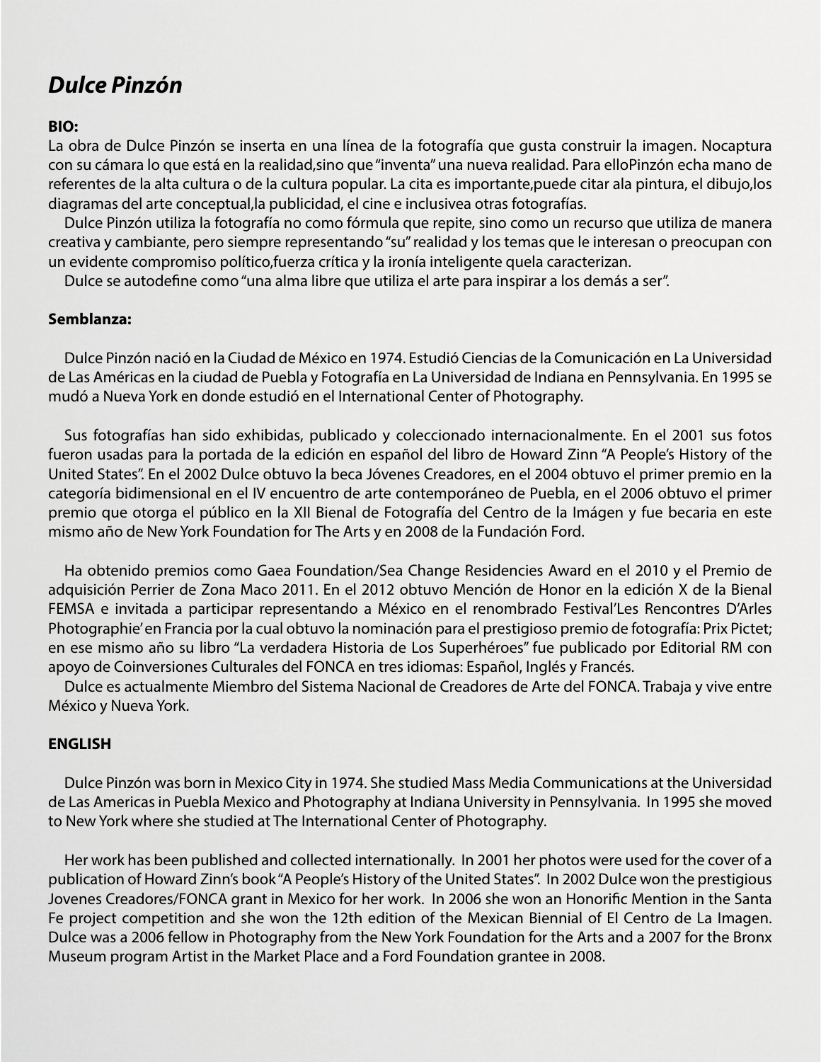## *Dulce Pinzón*

**BIO:**

La obra de Dulce Pinzón se inserta en una línea de la fotografía que gusta construir la imagen. Nocaptura con su cámara lo que está en la realidad,sino que "inventa" una nueva realidad. Para elloPinzón echa mano de referentes de la alta cultura o de la cultura popular. La cita es importante,puede citar ala pintura, el dibujo,los diagramas del arte conceptual,la publicidad, el cine e inclusivea otras fotografías.

Dulce Pinzón utiliza la fotografía no como fórmula que repite, sino como un recurso que utiliza de manera creativa y cambiante, pero siempre representando "su" realidad y los temas que le interesan o preocupan con un evidente compromiso político,fuerza crítica y la ironía inteligente quela caracterizan.

Dulce se autodefine como "una alma libre que utiliza el arte para inspirar a los demás a ser".

**Semblanza:**

Dulce Pinzón nació en la Ciudad de México en 1974. Estudió Ciencias de la Comunicación en La Universidad de Las Américas en la ciudad de Puebla y Fotografía en La Universidad de Indiana en Pennsylvania. En 1995 se mudó a Nueva York en donde estudió en el International Center of Photography.

Sus fotografías han sido exhibidas, publicado y coleccionado internacionalmente. En el 2001 sus fotos fueron usadas para la portada de la edición en español del libro de Howard Zinn "A People's History of the United States". En el 2002 Dulce obtuvo la beca Jóvenes Creadores, en el 2004 obtuvo el primer premio en la categoría bidimensional en el IV encuentro de arte contemporáneo de Puebla, en el 2006 obtuvo el primer premio que otorga el público en la XII Bienal de Fotografía del Centro de la Imágen y fue becaria en este mismo año de New York Foundation for The Arts y en 2008 de la Fundación Ford.

Ha obtenido premios como Gaea Foundation/Sea Change Residencies Award en el 2010 y el Premio de adquisición Perrier de Zona Maco 2011. En el 2012 obtuvo Mención de Honor en la edición X de la Bienal FEMSA e invitada a participar representando a México en el renombrado Festival'Les Rencontres D'Arles Photographie' en Francia por la cual obtuvo la nominación para el prestigioso premio de fotografía: Prix Pictet; en ese mismo año su libro "La verdadera Historia de Los Superhéroes" fue publicado por Editorial RM con apoyo de Coinversiones Culturales del FONCA en tres idiomas: Español, Inglés y Francés.

Dulce es actualmente Miembro del Sistema Nacional de Creadores de Arte del FONCA. Trabaja y vive entre México y Nueva York.

**ENGLISH**

Dulce Pinzón was born in Mexico City in 1974. She studied Mass Media Communications at the Universidad de Las Americas in Puebla Mexico and Photography at Indiana University in Pennsylvania. In 1995 she moved to New York where she studied at The International Center of Photography.

Her work has been published and collected internationally. In 2001 her photos were used for the cover of a publication of Howard Zinn's book "A People's History of the United States". In 2002 Dulce won the prestigious Jovenes Creadores/FONCA grant in Mexico for her work. In 2006 she won an Honorific Mention in the Santa Fe project competition and she won the 12th edition of the Mexican Biennial of El Centro de La Imagen. Dulce was a 2006 fellow in Photography from the New York Foundation for the Arts and a 2007 for the Bronx Museum program Artist in the Market Place and a Ford Foundation grantee in 2008.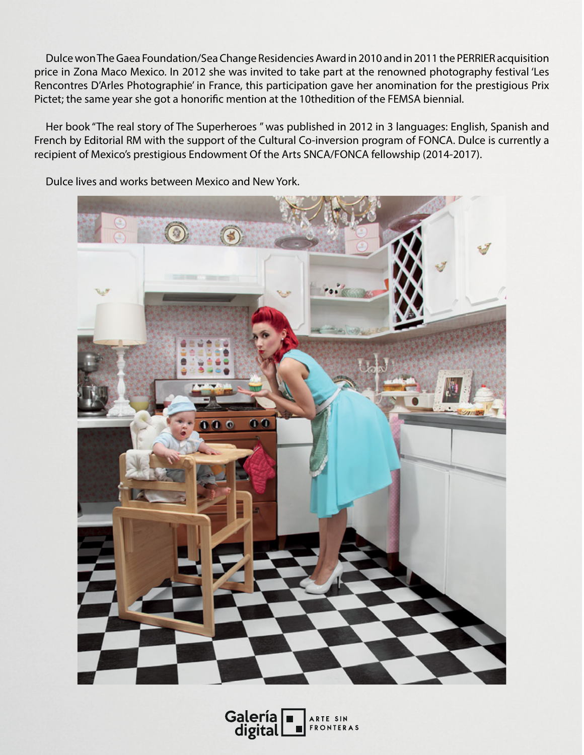Dulce won The Gaea Foundation/Sea Change Residencies Award in 2010 and in 2011 the PERRIER acquisition price in Zona Maco Mexico. In 2012 she was invited to take part at the renowned photography festival 'Les Rencontres D'Arles Photographie' in France, this participation gave her anomination for the prestigious Prix Pictet; the same year she got a honorific mention at the 10thedition of the FEMSA biennial.

Her book "The real story of The Superheroes " was published in 2012 in 3 languages: English, Spanish and French by Editorial RM with the support of the Cultural Co-inversion program of FONCA. Dulce is currently a recipient of Mexico's prestigious Endowment Of the Arts SNCA/FONCA fellowship (2014-2017).

Dulce lives and works between Mexico and New York.